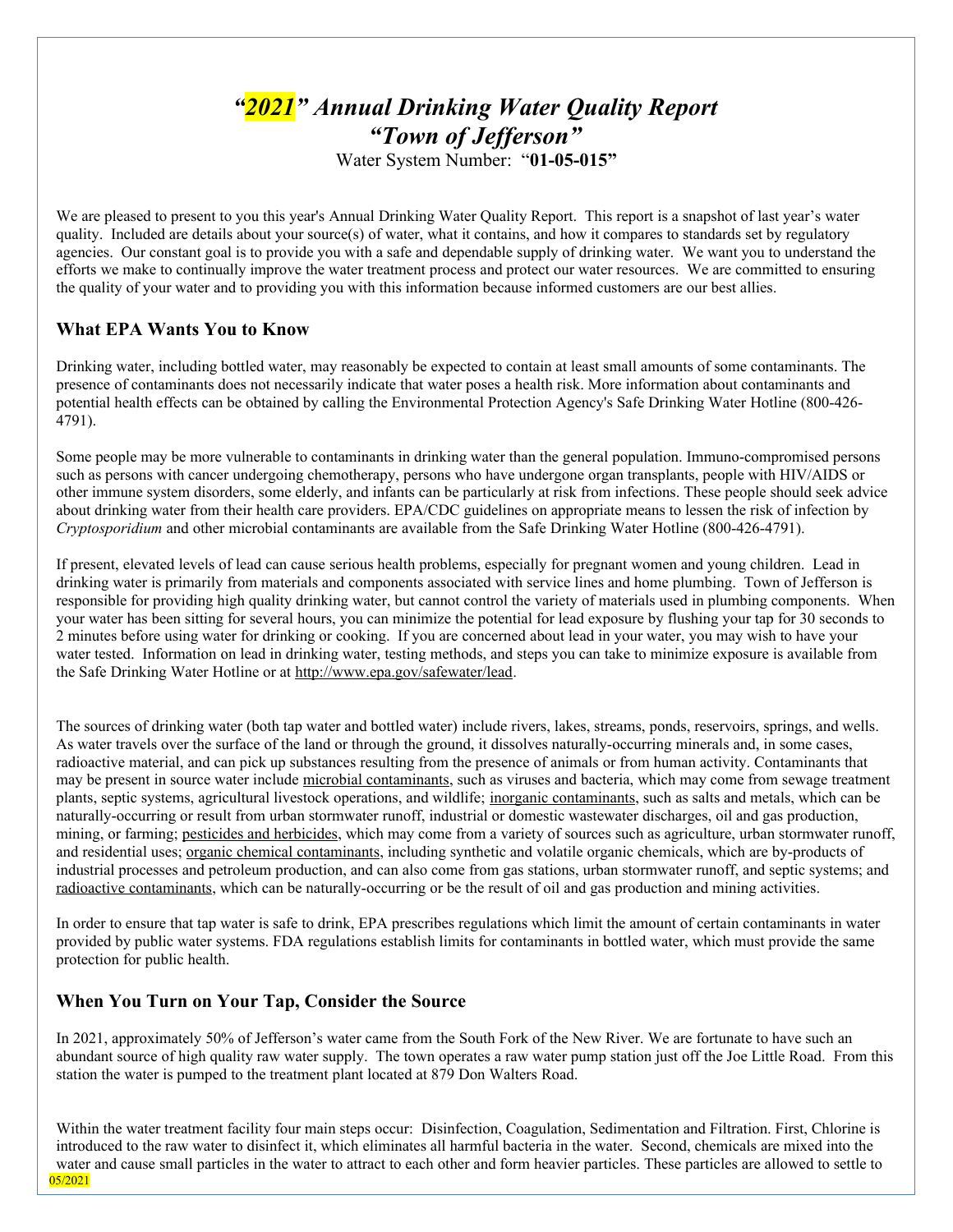# *"2021" Annual Drinking Water Quality Report*
# *"Town of Jefferson"*

Water System Number: "**01-05-015**"

We are pleased to present to you this year's Annual Drinking Water Quality Report. This report is a snapshot of last year's water quality. Included are details about your source(s) of water, what it contains, and how it compares to standards set by regulatory agencies. Our constant goal is to provide you with a safe and dependable supply of drinking water. We want you to understand the efforts we make to continually improve the water treatment process and protect our water resources. We are committed to ensuring the quality of your water and to providing you with this information because informed customers are our best allies.

## What EPA Wants You to Know

Drinking water, including bottled water, may reasonably be expected to contain at least small amounts of some contaminants. The presence of contaminants does not necessarily indicate that water poses a health risk. More information about contaminants and potential health effects can be obtained by calling the Environmental Protection Agency's Safe Drinking Water Hotline (800-426-4791).

Some people may be more vulnerable to contaminants in drinking water than the general population. Immuno-compromised persons such as persons with cancer undergoing chemotherapy, persons who have undergone organ transplants, people with HIV/AIDS or other immune system disorders, some elderly, and infants can be particularly at risk from infections. These people should seek advice about drinking water from their health care providers. EPA/CDC guidelines on appropriate means to lessen the risk of infection by *Cryptosporidium* and other microbial contaminants are available from the Safe Drinking Water Hotline (800-426-4791).

If present, elevated levels of lead can cause serious health problems, especially for pregnant women and young children. Lead in drinking water is primarily from materials and components associated with service lines and home plumbing. Town of Jefferson is responsible for providing high quality drinking water, but cannot control the variety of materials used in plumbing components. When your water has been sitting for several hours, you can minimize the potential for lead exposure by flushing your tap for 30 seconds to 2 minutes before using water for drinking or cooking. If you are concerned about lead in your water, you may wish to have your water tested. Information on lead in drinking water, testing methods, and steps you can take to minimize exposure is available from the Safe Drinking Water Hotline or at http://www.epa.gov/safewater/lead.

The sources of drinking water (both tap water and bottled water) include rivers, lakes, streams, ponds, reservoirs, springs, and wells. As water travels over the surface of the land or through the ground, it dissolves naturally-occurring minerals and, in some cases, radioactive material, and can pick up substances resulting from the presence of animals or from human activity. Contaminants that may be present in source water include microbial contaminants, such as viruses and bacteria, which may come from sewage treatment plants, septic systems, agricultural livestock operations, and wildlife; inorganic contaminants, such as salts and metals, which can be naturally-occurring or result from urban stormwater runoff, industrial or domestic wastewater discharges, oil and gas production, mining, or farming; pesticides and herbicides, which may come from a variety of sources such as agriculture, urban stormwater runoff, and residential uses; organic chemical contaminants, including synthetic and volatile organic chemicals, which are by-products of industrial processes and petroleum production, and can also come from gas stations, urban stormwater runoff, and septic systems; and radioactive contaminants, which can be naturally-occurring or be the result of oil and gas production and mining activities.

In order to ensure that tap water is safe to drink, EPA prescribes regulations which limit the amount of certain contaminants in water provided by public water systems. FDA regulations establish limits for contaminants in bottled water, which must provide the same protection for public health.

## When You Turn on Your Tap, Consider the Source

In 2021, approximately 50% of Jefferson's water came from the South Fork of the New River. We are fortunate to have such an abundant source of high quality raw water supply. The town operates a raw water pump station just off the Joe Little Road. From this station the water is pumped to the treatment plant located at 879 Don Walters Road.

Within the water treatment facility four main steps occur: Disinfection, Coagulation, Sedimentation and Filtration. First, Chlorine is introduced to the raw water to disinfect it, which eliminates all harmful bacteria in the water. Second, chemicals are mixed into the water and cause small particles in the water to attract to each other and form heavier particles. These particles are allowed to settle to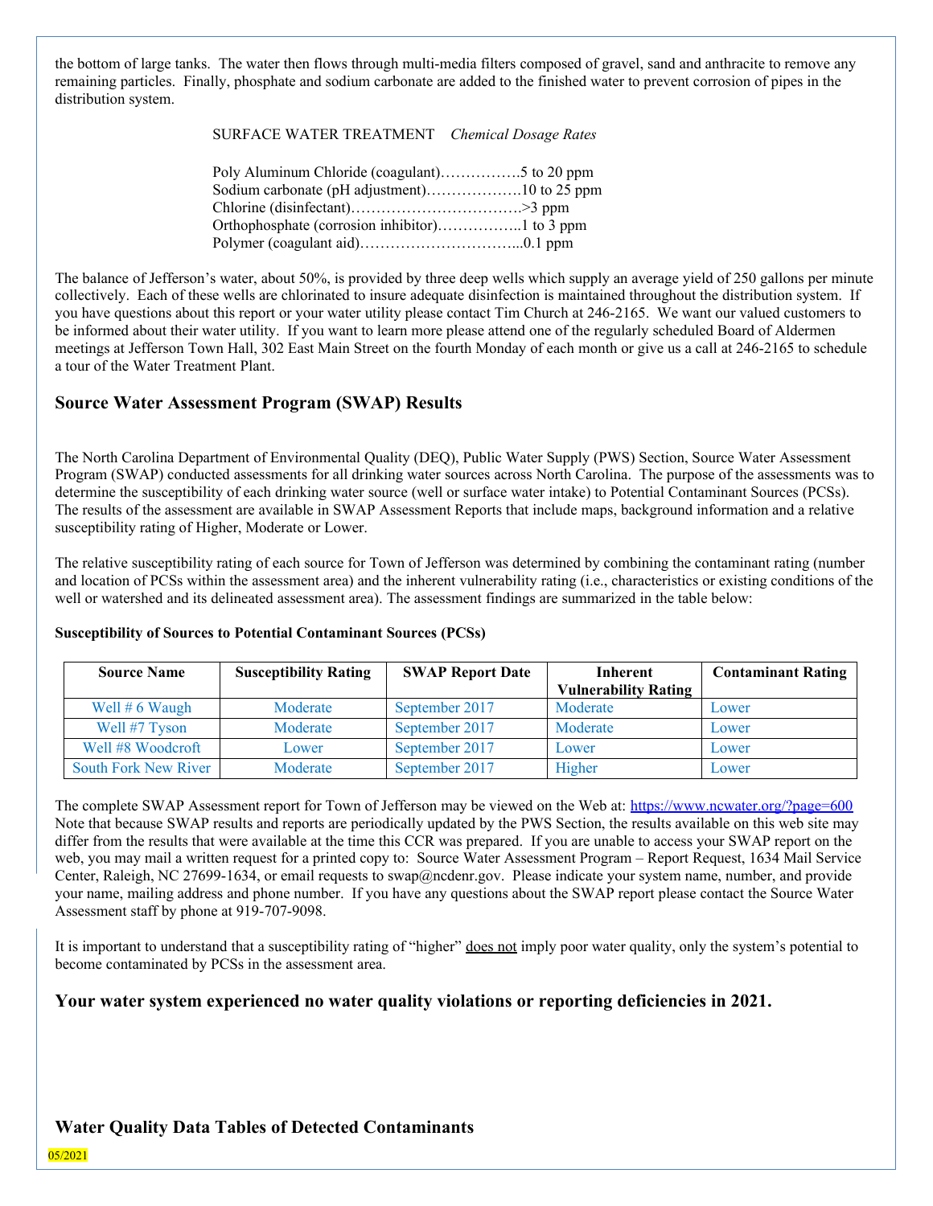the bottom of large tanks. The water then flows through multi-media filters composed of gravel, sand and anthracite to remove any remaining particles. Finally, phosphate and sodium carbonate are added to the finished water to prevent corrosion of pipes in the distribution system.

SURFACE WATER TREATMENT *Chemical Dosage Rates*

Poly Aluminum Chloride (coagulant)…………….5 to 20 ppm
Sodium carbonate (pH adjustment)……………….10 to 25 ppm
Chlorine (disinfectant)…………………………….>3 ppm
Orthophosphate (corrosion inhibitor)……………..1 to 3 ppm
Polymer (coagulant aid)…………………………...0.1 ppm

The balance of Jefferson's water, about 50%, is provided by three deep wells which supply an average yield of 250 gallons per minute collectively. Each of these wells are chlorinated to insure adequate disinfection is maintained throughout the distribution system. If you have questions about this report or your water utility please contact Tim Church at 246-2165. We want our valued customers to be informed about their water utility. If you want to learn more please attend one of the regularly scheduled Board of Aldermen meetings at Jefferson Town Hall, 302 East Main Street on the fourth Monday of each month or give us a call at 246-2165 to schedule a tour of the Water Treatment Plant.

## Source Water Assessment Program (SWAP) Results

The North Carolina Department of Environmental Quality (DEQ), Public Water Supply (PWS) Section, Source Water Assessment Program (SWAP) conducted assessments for all drinking water sources across North Carolina. The purpose of the assessments was to determine the susceptibility of each drinking water source (well or surface water intake) to Potential Contaminant Sources (PCSs). The results of the assessment are available in SWAP Assessment Reports that include maps, background information and a relative susceptibility rating of Higher, Moderate or Lower.

The relative susceptibility rating of each source for Town of Jefferson was determined by combining the contaminant rating (number and location of PCSs within the assessment area) and the inherent vulnerability rating (i.e., characteristics or existing conditions of the well or watershed and its delineated assessment area). The assessment findings are summarized in the table below:

**Susceptibility of Sources to Potential Contaminant Sources (PCSs)**

| Source Name | Susceptibility Rating | SWAP Report Date | Inherent Vulnerability Rating | Contaminant Rating |
|---|---|---|---|---|
| Well # 6 Waugh | Moderate | September 2017 | Moderate | Lower |
| Well #7 Tyson | Moderate | September 2017 | Moderate | Lower |
| Well #8 Woodcroft | Lower | September 2017 | Lower | Lower |
| South Fork New River | Moderate | September 2017 | Higher | Lower |

The complete SWAP Assessment report for Town of Jefferson may be viewed on the Web at: https://www.ncwater.org/?page=600 Note that because SWAP results and reports are periodically updated by the PWS Section, the results available on this web site may differ from the results that were available at the time this CCR was prepared. If you are unable to access your SWAP report on the web, you may mail a written request for a printed copy to: Source Water Assessment Program – Report Request, 1634 Mail Service Center, Raleigh, NC 27699-1634, or email requests to swap@ncdenr.gov. Please indicate your system name, number, and provide your name, mailing address and phone number. If you have any questions about the SWAP report please contact the Source Water Assessment staff by phone at 919-707-9098.

It is important to understand that a susceptibility rating of "higher" does not imply poor water quality, only the system's potential to become contaminated by PCSs in the assessment area.

## Your water system experienced no water quality violations or reporting deficiencies in 2021.

## Water Quality Data Tables of Detected Contaminants

05/2021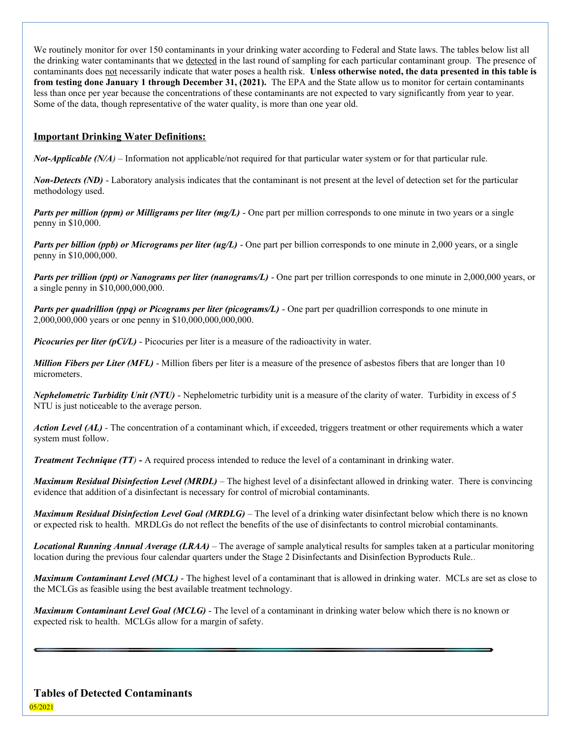We routinely monitor for over 150 contaminants in your drinking water according to Federal and State laws. The tables below list all the drinking water contaminants that we detected in the last round of sampling for each particular contaminant group. The presence of contaminants does not necessarily indicate that water poses a health risk. **Unless otherwise noted, the data presented in this table is from testing done January 1 through December 31, (2021).** The EPA and the State allow us to monitor for certain contaminants less than once per year because the concentrations of these contaminants are not expected to vary significantly from year to year. Some of the data, though representative of the water quality, is more than one year old.

## Important Drinking Water Definitions:

***Not-Applicable (N/A)*** – Information not applicable/not required for that particular water system or for that particular rule.

***Non-Detects (ND)*** - Laboratory analysis indicates that the contaminant is not present at the level of detection set for the particular methodology used.

***Parts per million (ppm) or Milligrams per liter (mg/L)*** - One part per million corresponds to one minute in two years or a single penny in $10,000.

***Parts per billion (ppb) or Micrograms per liter (ug/L)*** - One part per billion corresponds to one minute in 2,000 years, or a single penny in $10,000,000.

***Parts per trillion (ppt) or Nanograms per liter (nanograms/L)*** - One part per trillion corresponds to one minute in 2,000,000 years, or a single penny in $10,000,000,000.

***Parts per quadrillion (ppq) or Picograms per liter (picograms/L)*** - One part per quadrillion corresponds to one minute in 2,000,000,000 years or one penny in $10,000,000,000,000.

***Picocuries per liter (pCi/L)*** - Picocuries per liter is a measure of the radioactivity in water.

***Million Fibers per Liter (MFL)*** - Million fibers per liter is a measure of the presence of asbestos fibers that are longer than 10 micrometers.

***Nephelometric Turbidity Unit (NTU)*** - Nephelometric turbidity unit is a measure of the clarity of water. Turbidity in excess of 5 NTU is just noticeable to the average person.

***Action Level (AL)*** - The concentration of a contaminant which, if exceeded, triggers treatment or other requirements which a water system must follow.

***Treatment Technique (TT)*** **-** A required process intended to reduce the level of a contaminant in drinking water.

***Maximum Residual Disinfection Level (MRDL)*** – The highest level of a disinfectant allowed in drinking water. There is convincing evidence that addition of a disinfectant is necessary for control of microbial contaminants.

***Maximum Residual Disinfection Level Goal (MRDLG)*** – The level of a drinking water disinfectant below which there is no known or expected risk to health. MRDLGs do not reflect the benefits of the use of disinfectants to control microbial contaminants.

***Locational Running Annual Average (LRAA)*** – The average of sample analytical results for samples taken at a particular monitoring location during the previous four calendar quarters under the Stage 2 Disinfectants and Disinfection Byproducts Rule..

***Maximum Contaminant Level (MCL)*** - The highest level of a contaminant that is allowed in drinking water. MCLs are set as close to the MCLGs as feasible using the best available treatment technology.

***Maximum Contaminant Level Goal (MCLG)*** - The level of a contaminant in drinking water below which there is no known or expected risk to health. MCLGs allow for a margin of safety.

---

## Tables of Detected Contaminants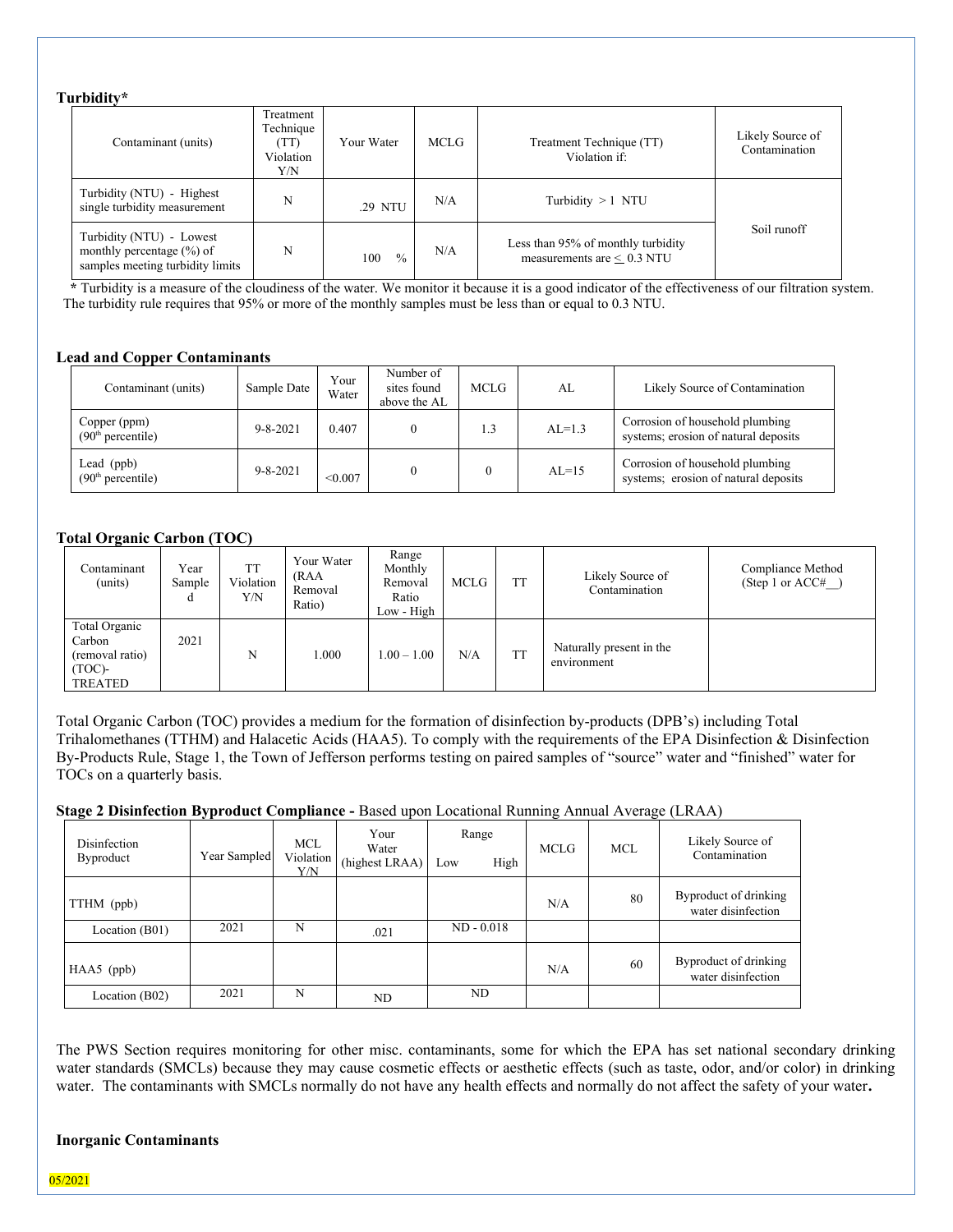**Turbidity***

| Contaminant (units) | Treatment Technique (TT) Violation Y/N | Your Water | MCLG | Treatment Technique (TT) Violation if: | Likely Source of Contamination |
|---|---|---|---|---|---|
| Turbidity (NTU) - Highest single turbidity measurement | N | .29 NTU | N/A | Turbidity > 1 NTU | Soil runoff |
| Turbidity (NTU) - Lowest monthly percentage (%) of samples meeting turbidity limits | N | 100 % | N/A | Less than 95% of monthly turbidity measurements are ≤ 0.3 NTU | |

* Turbidity is a measure of the cloudiness of the water. We monitor it because it is a good indicator of the effectiveness of our filtration system. The turbidity rule requires that 95% or more of the monthly samples must be less than or equal to 0.3 NTU.

**Lead and Copper Contaminants**

| Contaminant (units) | Sample Date | Your Water | Number of sites found above the AL | MCLG | AL | Likely Source of Contamination |
|---|---|---|---|---|---|---|
| Copper (ppm) (90th percentile) | 9-8-2021 | 0.407 | 0 | 1.3 | AL=1.3 | Corrosion of household plumbing systems; erosion of natural deposits |
| Lead (ppb) (90th percentile) | 9-8-2021 | <0.007 | 0 | 0 | AL=15 | Corrosion of household plumbing systems; erosion of natural deposits |

**Total Organic Carbon (TOC)**

| Contaminant (units) | Year Sampled | TT Violation Y/N | Your Water (RAA Removal Ratio) | Range Monthly Removal Ratio Low - High | MCLG | TT | Likely Source of Contamination | Compliance Method (Step 1 or ACC#__) |
|---|---|---|---|---|---|---|---|---|
| Total Organic Carbon (removal ratio) (TOC)-TREATED | 2021 | N | 1.000 | 1.00 – 1.00 | N/A | TT | Naturally present in the environment | |

Total Organic Carbon (TOC) provides a medium for the formation of disinfection by-products (DPB's) including Total Trihalomethanes (TTHM) and Halacetic Acids (HAA5). To comply with the requirements of the EPA Disinfection & Disinfection By-Products Rule, Stage 1, the Town of Jefferson performs testing on paired samples of "source" water and "finished" water for TOCs on a quarterly basis.

**Stage 2 Disinfection Byproduct Compliance -** Based upon Locational Running Annual Average (LRAA)

| Disinfection Byproduct | Year Sampled | MCL Violation Y/N | Your Water (highest LRAA) | Range Low High | MCLG | MCL | Likely Source of Contamination |
|---|---|---|---|---|---|---|---|
| TTHM (ppb) | | | | | N/A | 80 | Byproduct of drinking water disinfection |
| Location (B01) | 2021 | N | .021 | ND - 0.018 | | | |
| HAA5 (ppb) | | | | | N/A | 60 | Byproduct of drinking water disinfection |
| Location (B02) | 2021 | N | ND | ND | | | |

The PWS Section requires monitoring for other misc. contaminants, some for which the EPA has set national secondary drinking water standards (SMCLs) because they may cause cosmetic effects or aesthetic effects (such as taste, odor, and/or color) in drinking water. The contaminants with SMCLs normally do not have any health effects and normally do not affect the safety of your water**.**

**Inorganic Contaminants**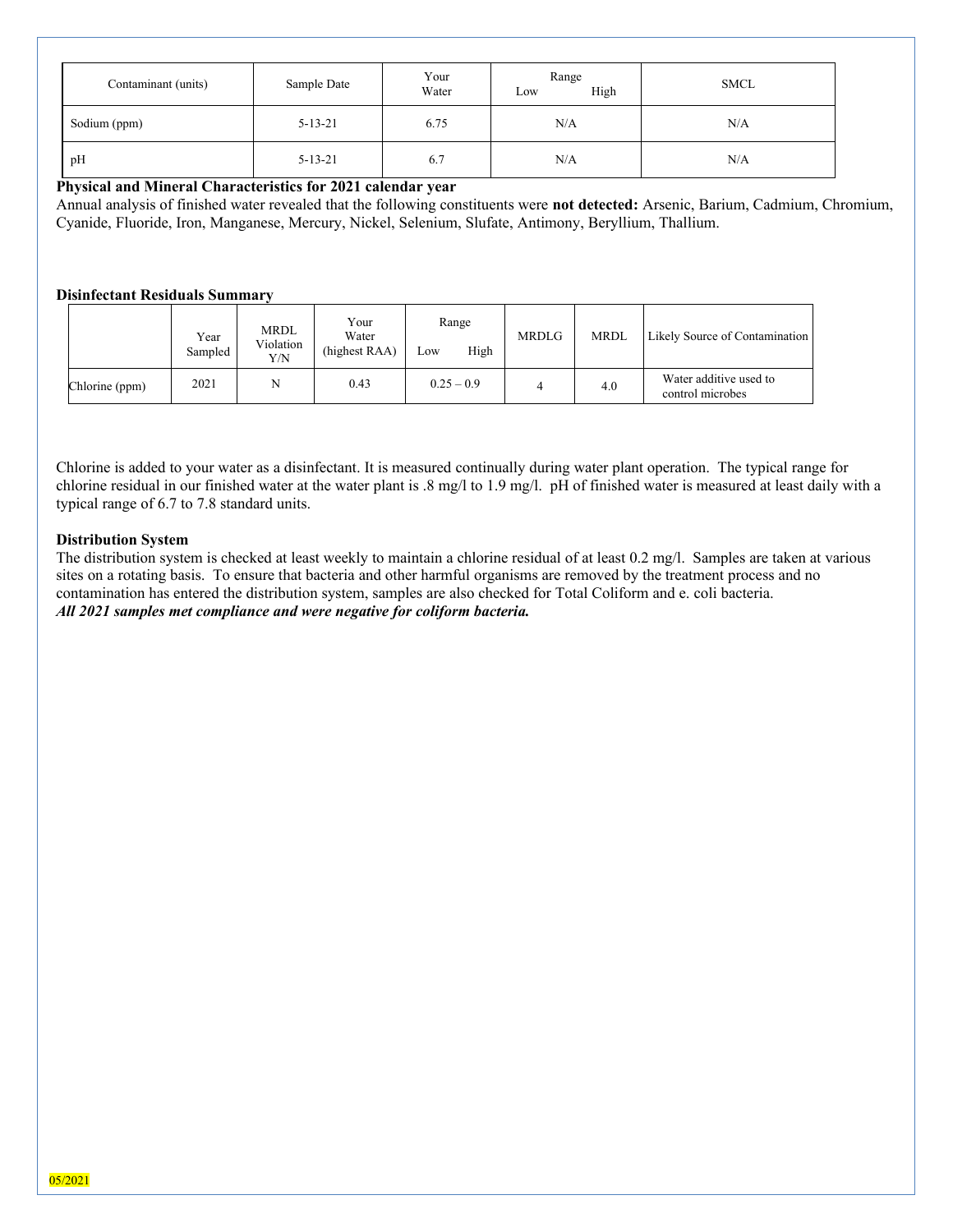| Contaminant (units) | Sample Date | Your Water | Range Low High | SMCL |
|---|---|---|---|---|
| Sodium (ppm) | 5-13-21 | 6.75 | N/A | N/A |
| pH | 5-13-21 | 6.7 | N/A | N/A |

**Physical and Mineral Characteristics for 2021 calendar year**

Annual analysis of finished water revealed that the following constituents were **not detected:** Arsenic, Barium, Cadmium, Chromium, Cyanide, Fluoride, Iron, Manganese, Mercury, Nickel, Selenium, Slufate, Antimony, Beryllium, Thallium.

**Disinfectant Residuals Summary**

| | Year Sampled | MRDL Violation Y/N | Your Water (highest RAA) | Range Low High | MRDLG | MRDL | Likely Source of Contamination |
|---|---|---|---|---|---|---|---|
| Chlorine (ppm) | 2021 | N | 0.43 | 0.25 – 0.9 | 4 | 4.0 | Water additive used to control microbes |

Chlorine is added to your water as a disinfectant. It is measured continually during water plant operation. The typical range for chlorine residual in our finished water at the water plant is .8 mg/l to 1.9 mg/l. pH of finished water is measured at least daily with a typical range of 6.7 to 7.8 standard units.

**Distribution System**

The distribution system is checked at least weekly to maintain a chlorine residual of at least 0.2 mg/l. Samples are taken at various sites on a rotating basis. To ensure that bacteria and other harmful organisms are removed by the treatment process and no contamination has entered the distribution system, samples are also checked for Total Coliform and e. coli bacteria.

***All 2021 samples met compliance and were negative for coliform bacteria.***

05/2021